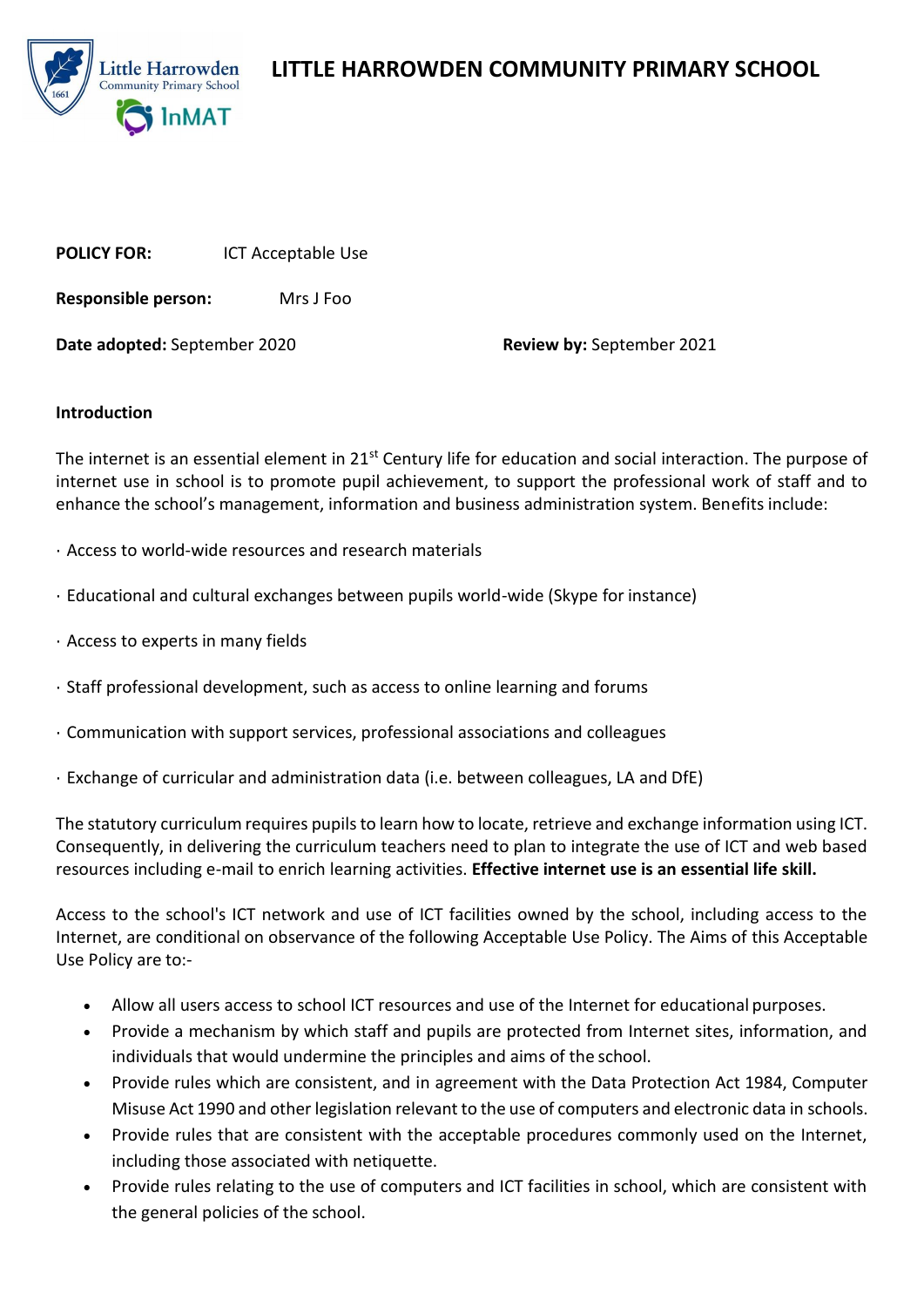# LITTLE HARROWDEN COMMUNITY PRIMARY SCHOOL

**POLICY FOR:** ICT Acceptable Use

**Responsible person:** Mrs J Foo

**Date adopted:** September 2020 **Review by:** September 2021

**Introduction**

The internet is an essential element in 21st Century life for education and social interaction. The purpose of internet use in school is to promote pupil achievement, to support the professional work of staff and to enhance the school's management, information and business administration system. Benefits include:

· Access to world-wide resources and research materials

· Educational and cultural exchanges between pupils world-wide (Skype for instance)

· Access to experts in many fields

· Staff professional development, such as access to online learning and forums

· Communication with support services, professional associations and colleagues

· Exchange of curricular and administration data (i.e. between colleagues, LA and DfE)

The statutory curriculum requires pupils to learn how to locate, retrieve and exchange information using ICT. Consequently, in delivering the curriculum teachers need to plan to integrate the use of ICT and web based resources including e-mail to enrich learning activities. **Effective internet use is an essential life skill.**

Access to the school's ICT network and use of ICT facilities owned by the school, including access to the Internet, are conditional on observance of the following Acceptable Use Policy. The Aims of this Acceptable Use Policy are to:-

- Allow all users access to school ICT resources and use of the Internet for educational purposes.
- Provide a mechanism by which staff and pupils are protected from Internet sites, information, and individuals that would undermine the principles and aims of the school.
- Provide rules which are consistent, and in agreement with the Data Protection Act 1984, Computer Misuse Act 1990 and other legislation relevant to the use of computers and electronic data in schools.
- Provide rules that are consistent with the acceptable procedures commonly used on the Internet, including those associated with netiquette.
- Provide rules relating to the use of computers and ICT facilities in school, which are consistent with the general policies of the school.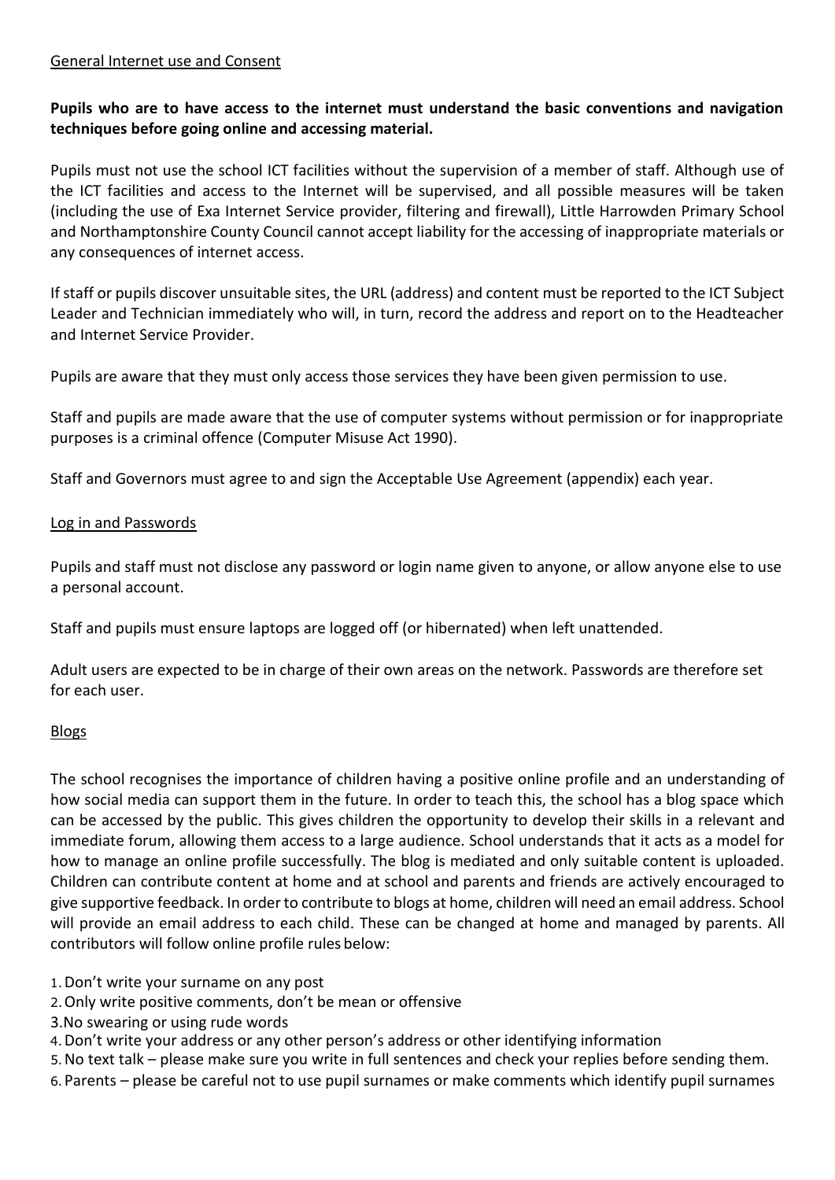## General Internet use and Consent

**Pupils who are to have access to the internet must understand the basic conventions and navigation techniques before going online and accessing material.**

Pupils must not use the school ICT facilities without the supervision of a member of staff. Although use of the ICT facilities and access to the Internet will be supervised, and all possible measures will be taken (including the use of Exa Internet Service provider, filtering and firewall), Little Harrowden Primary School and Northamptonshire County Council cannot accept liability for the accessing of inappropriate materials or any consequences of internet access.

If staff or pupils discover unsuitable sites, the URL (address) and content must be reported to the ICT Subject Leader and Technician immediately who will, in turn, record the address and report on to the Headteacher and Internet Service Provider.

Pupils are aware that they must only access those services they have been given permission to use.

Staff and pupils are made aware that the use of computer systems without permission or for inappropriate purposes is a criminal offence (Computer Misuse Act 1990).

Staff and Governors must agree to and sign the Acceptable Use Agreement (appendix) each year.

## Log in and Passwords

Pupils and staff must not disclose any password or login name given to anyone, or allow anyone else to use a personal account.

Staff and pupils must ensure laptops are logged off (or hibernated) when left unattended.

Adult users are expected to be in charge of their own areas on the network. Passwords are therefore set for each user.

## Blogs

The school recognises the importance of children having a positive online profile and an understanding of how social media can support them in the future. In order to teach this, the school has a blog space which can be accessed by the public. This gives children the opportunity to develop their skills in a relevant and immediate forum, allowing them access to a large audience. School understands that it acts as a model for how to manage an online profile successfully. The blog is mediated and only suitable content is uploaded. Children can contribute content at home and at school and parents and friends are actively encouraged to give supportive feedback. In order to contribute to blogs at home, children will need an email address. School will provide an email address to each child. These can be changed at home and managed by parents. All contributors will follow online profile rules below:

1. Don't write your surname on any post
2. Only write positive comments, don't be mean or offensive
3. No swearing or using rude words
4. Don't write your address or any other person's address or other identifying information
5. No text talk – please make sure you write in full sentences and check your replies before sending them.
6. Parents – please be careful not to use pupil surnames or make comments which identify pupil surnames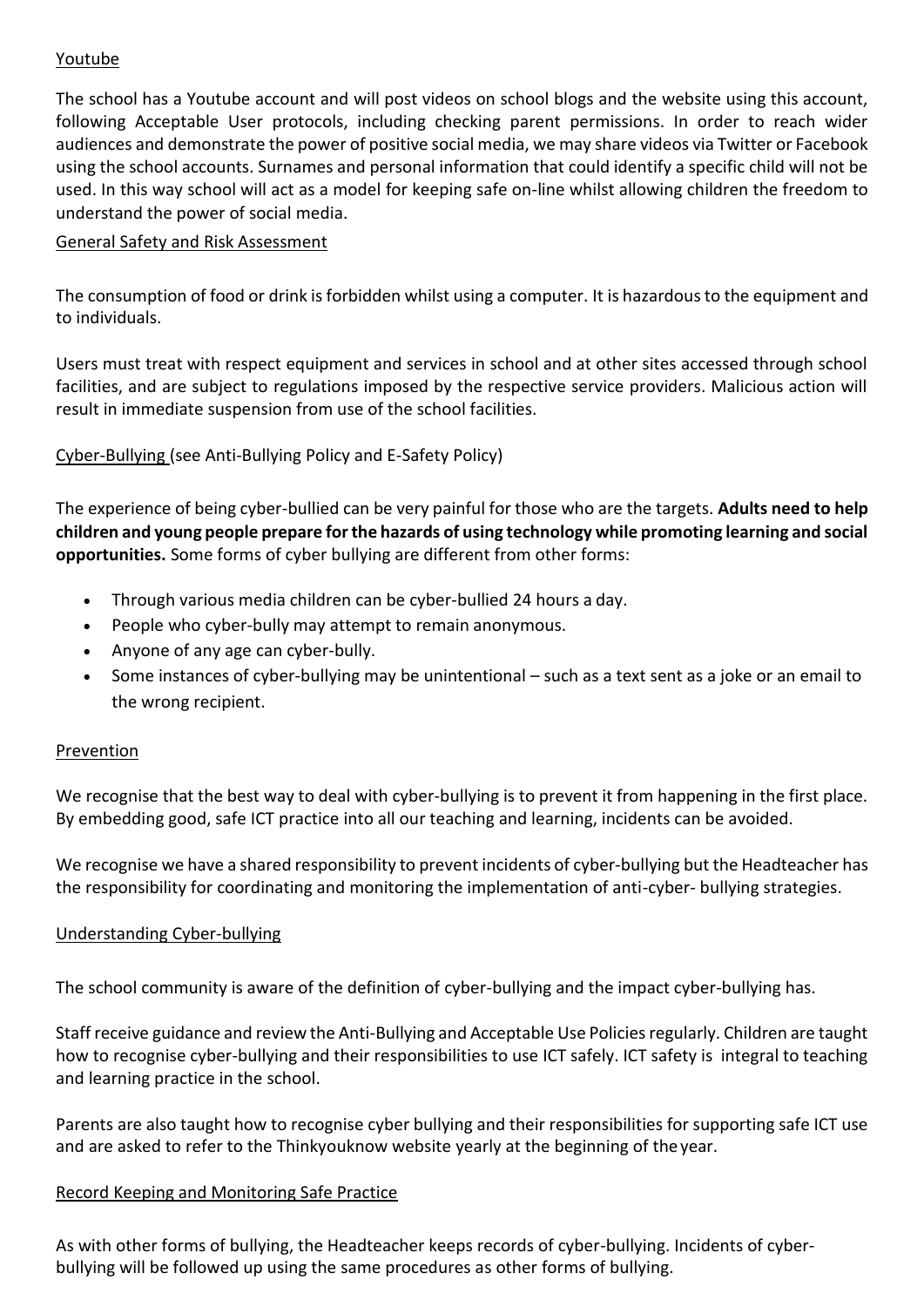<u>Youtube</u>

The school has a Youtube account and will post videos on school blogs and the website using this account, following Acceptable User protocols, including checking parent permissions. In order to reach wider audiences and demonstrate the power of positive social media, we may share videos via Twitter or Facebook using the school accounts. Surnames and personal information that could identify a specific child will not be used. In this way school will act as a model for keeping safe on-line whilst allowing children the freedom to understand the power of social media.

<u>General Safety and Risk Assessment</u>

The consumption of food or drink is forbidden whilst using a computer. It is hazardous to the equipment and to individuals.

Users must treat with respect equipment and services in school and at other sites accessed through school facilities, and are subject to regulations imposed by the respective service providers. Malicious action will result in immediate suspension from use of the school facilities.

<u>Cyber-Bullying</u> (see Anti-Bullying Policy and E-Safety Policy)

The experience of being cyber-bullied can be very painful for those who are the targets. **Adults need to help children and young people prepare for the hazards of using technology while promoting learning and social opportunities.** Some forms of cyber bullying are different from other forms:

- Through various media children can be cyber-bullied 24 hours a day.
- People who cyber-bully may attempt to remain anonymous.
- Anyone of any age can cyber-bully.
- Some instances of cyber-bullying may be unintentional – such as a text sent as a joke or an email to the wrong recipient.

<u>Prevention</u>

We recognise that the best way to deal with cyber-bullying is to prevent it from happening in the first place. By embedding good, safe ICT practice into all our teaching and learning, incidents can be avoided.

We recognise we have a shared responsibility to prevent incidents of cyber-bullying but the Headteacher has the responsibility for coordinating and monitoring the implementation of anti-cyber- bullying strategies.

<u>Understanding Cyber-bullying</u>

The school community is aware of the definition of cyber-bullying and the impact cyber-bullying has.

Staff receive guidance and review the Anti-Bullying and Acceptable Use Policies regularly. Children are taught how to recognise cyber-bullying and their responsibilities to use ICT safely. ICT safety is integral to teaching and learning practice in the school.

Parents are also taught how to recognise cyber bullying and their responsibilities for supporting safe ICT use and are asked to refer to the Thinkyouknow website yearly at the beginning of the year.

<u>Record Keeping and Monitoring Safe Practice</u>

As with other forms of bullying, the Headteacher keeps records of cyber-bullying. Incidents of cyber-bullying will be followed up using the same procedures as other forms of bullying.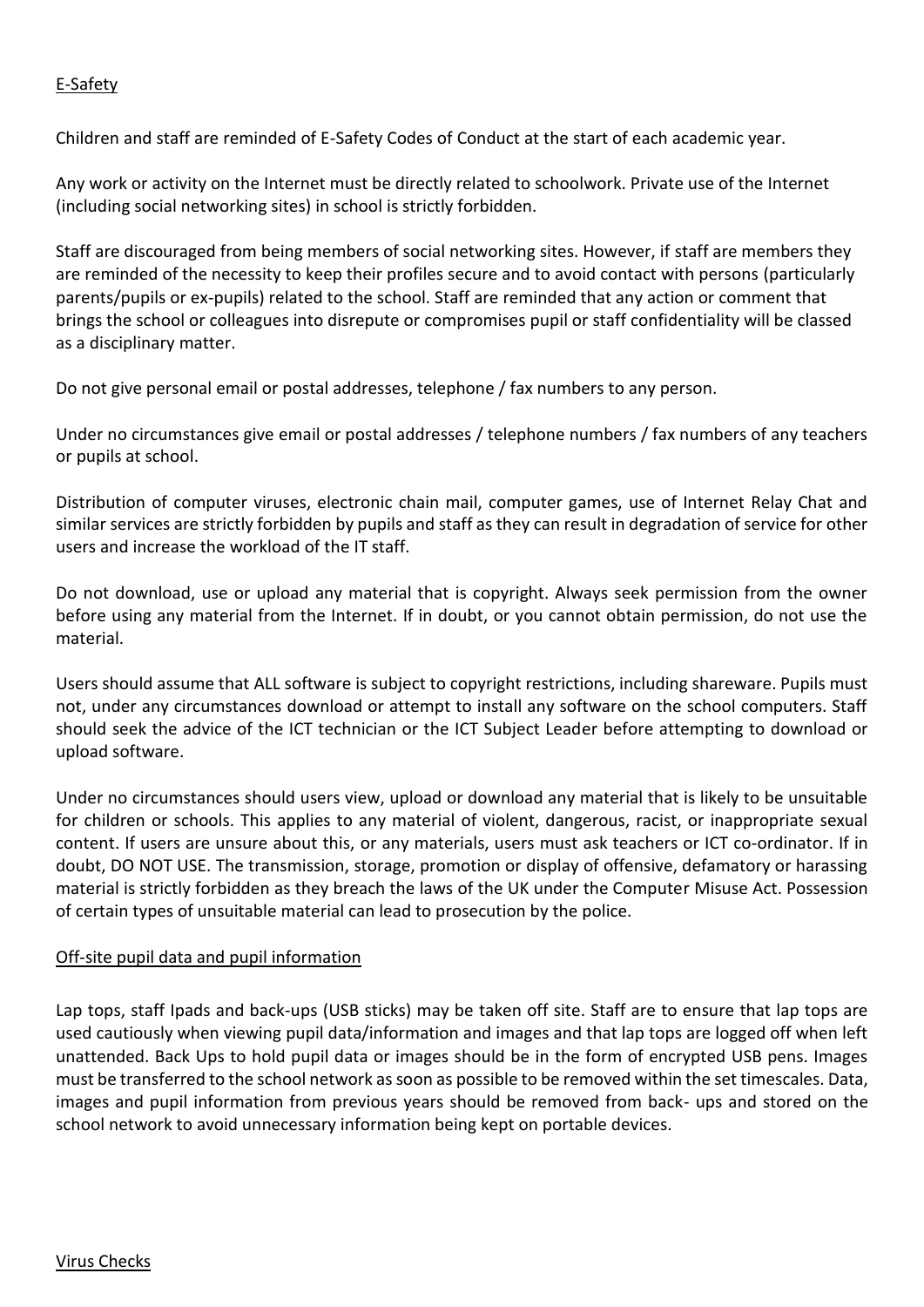## E-Safety

Children and staff are reminded of E-Safety Codes of Conduct at the start of each academic year.

Any work or activity on the Internet must be directly related to schoolwork. Private use of the Internet (including social networking sites) in school is strictly forbidden.

Staff are discouraged from being members of social networking sites. However, if staff are members they are reminded of the necessity to keep their profiles secure and to avoid contact with persons (particularly parents/pupils or ex-pupils) related to the school. Staff are reminded that any action or comment that brings the school or colleagues into disrepute or compromises pupil or staff confidentiality will be classed as a disciplinary matter.

Do not give personal email or postal addresses, telephone / fax numbers to any person.

Under no circumstances give email or postal addresses / telephone numbers / fax numbers of any teachers or pupils at school.

Distribution of computer viruses, electronic chain mail, computer games, use of Internet Relay Chat and similar services are strictly forbidden by pupils and staff as they can result in degradation of service for other users and increase the workload of the IT staff.

Do not download, use or upload any material that is copyright. Always seek permission from the owner before using any material from the Internet. If in doubt, or you cannot obtain permission, do not use the material.

Users should assume that ALL software is subject to copyright restrictions, including shareware. Pupils must not, under any circumstances download or attempt to install any software on the school computers. Staff should seek the advice of the ICT technician or the ICT Subject Leader before attempting to download or upload software.

Under no circumstances should users view, upload or download any material that is likely to be unsuitable for children or schools. This applies to any material of violent, dangerous, racist, or inappropriate sexual content. If users are unsure about this, or any materials, users must ask teachers or ICT co-ordinator. If in doubt, DO NOT USE. The transmission, storage, promotion or display of offensive, defamatory or harassing material is strictly forbidden as they breach the laws of the UK under the Computer Misuse Act. Possession of certain types of unsuitable material can lead to prosecution by the police.

## Off-site pupil data and pupil information

Lap tops, staff Ipads and back-ups (USB sticks) may be taken off site. Staff are to ensure that lap tops are used cautiously when viewing pupil data/information and images and that lap tops are logged off when left unattended. Back Ups to hold pupil data or images should be in the form of encrypted USB pens. Images must be transferred to the school network as soon as possible to be removed within the set timescales. Data, images and pupil information from previous years should be removed from back- ups and stored on the school network to avoid unnecessary information being kept on portable devices.

## Virus Checks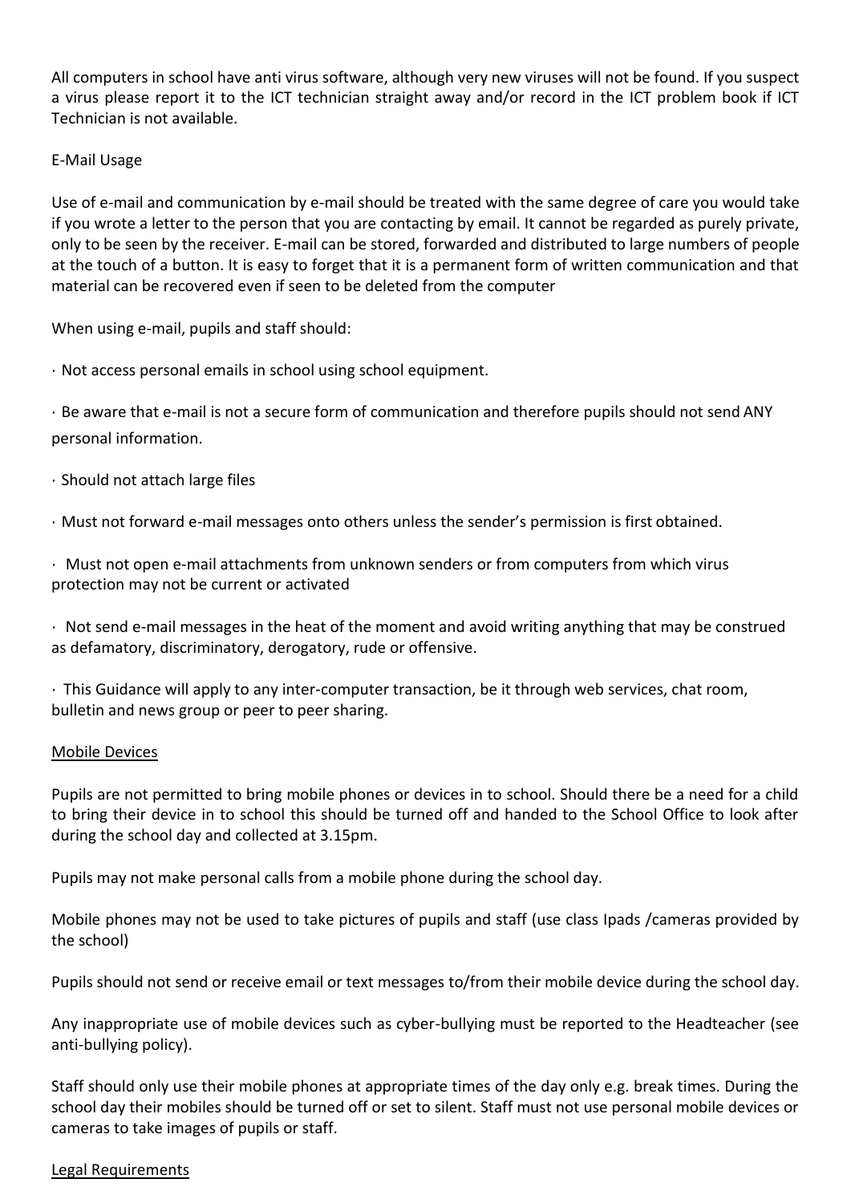All computers in school have anti virus software, although very new viruses will not be found. If you suspect a virus please report it to the ICT technician straight away and/or record in the ICT problem book if ICT Technician is not available.

E-Mail Usage

Use of e-mail and communication by e-mail should be treated with the same degree of care you would take if you wrote a letter to the person that you are contacting by email. It cannot be regarded as purely private, only to be seen by the receiver. E-mail can be stored, forwarded and distributed to large numbers of people at the touch of a button. It is easy to forget that it is a permanent form of written communication and that material can be recovered even if seen to be deleted from the computer

When using e-mail, pupils and staff should:

· Not access personal emails in school using school equipment.

· Be aware that e-mail is not a secure form of communication and therefore pupils should not send ANY personal information.

· Should not attach large files

· Must not forward e-mail messages onto others unless the sender's permission is first obtained.

· Must not open e-mail attachments from unknown senders or from computers from which virus protection may not be current or activated

· Not send e-mail messages in the heat of the moment and avoid writing anything that may be construed as defamatory, discriminatory, derogatory, rude or offensive.

· This Guidance will apply to any inter-computer transaction, be it through web services, chat room, bulletin and news group or peer to peer sharing.

<u>Mobile Devices</u>

Pupils are not permitted to bring mobile phones or devices in to school. Should there be a need for a child to bring their device in to school this should be turned off and handed to the School Office to look after during the school day and collected at 3.15pm.

Pupils may not make personal calls from a mobile phone during the school day.

Mobile phones may not be used to take pictures of pupils and staff (use class Ipads /cameras provided by the school)

Pupils should not send or receive email or text messages to/from their mobile device during the school day.

Any inappropriate use of mobile devices such as cyber-bullying must be reported to the Headteacher (see anti-bullying policy).

Staff should only use their mobile phones at appropriate times of the day only e.g. break times. During the school day their mobiles should be turned off or set to silent. Staff must not use personal mobile devices or cameras to take images of pupils or staff.

<u>Legal Requirements</u>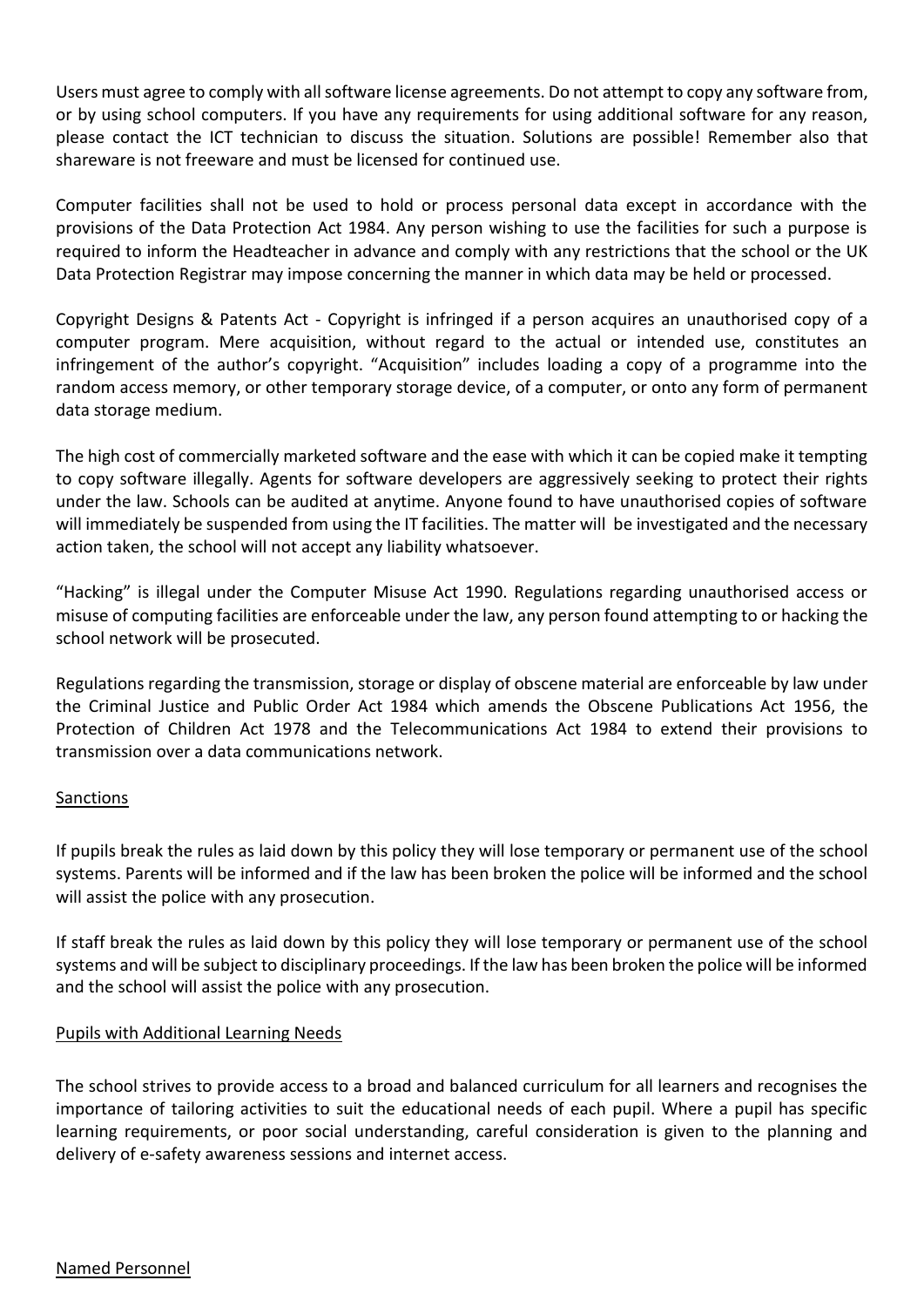Users must agree to comply with all software license agreements. Do not attempt to copy any software from, or by using school computers. If you have any requirements for using additional software for any reason, please contact the ICT technician to discuss the situation. Solutions are possible! Remember also that shareware is not freeware and must be licensed for continued use.

Computer facilities shall not be used to hold or process personal data except in accordance with the provisions of the Data Protection Act 1984. Any person wishing to use the facilities for such a purpose is required to inform the Headteacher in advance and comply with any restrictions that the school or the UK Data Protection Registrar may impose concerning the manner in which data may be held or processed.

Copyright Designs & Patents Act - Copyright is infringed if a person acquires an unauthorised copy of a computer program. Mere acquisition, without regard to the actual or intended use, constitutes an infringement of the author's copyright. "Acquisition" includes loading a copy of a programme into the random access memory, or other temporary storage device, of a computer, or onto any form of permanent data storage medium.

The high cost of commercially marketed software and the ease with which it can be copied make it tempting to copy software illegally. Agents for software developers are aggressively seeking to protect their rights under the law. Schools can be audited at anytime. Anyone found to have unauthorised copies of software will immediately be suspended from using the IT facilities. The matter will be investigated and the necessary action taken, the school will not accept any liability whatsoever.

"Hacking" is illegal under the Computer Misuse Act 1990. Regulations regarding unauthorised access or misuse of computing facilities are enforceable under the law, any person found attempting to or hacking the school network will be prosecuted.

Regulations regarding the transmission, storage or display of obscene material are enforceable by law under the Criminal Justice and Public Order Act 1984 which amends the Obscene Publications Act 1956, the Protection of Children Act 1978 and the Telecommunications Act 1984 to extend their provisions to transmission over a data communications network.

## Sanctions

If pupils break the rules as laid down by this policy they will lose temporary or permanent use of the school systems. Parents will be informed and if the law has been broken the police will be informed and the school will assist the police with any prosecution.

If staff break the rules as laid down by this policy they will lose temporary or permanent use of the school systems and will be subject to disciplinary proceedings. If the law has been broken the police will be informed and the school will assist the police with any prosecution.

## Pupils with Additional Learning Needs

The school strives to provide access to a broad and balanced curriculum for all learners and recognises the importance of tailoring activities to suit the educational needs of each pupil. Where a pupil has specific learning requirements, or poor social understanding, careful consideration is given to the planning and delivery of e-safety awareness sessions and internet access.

## Named Personnel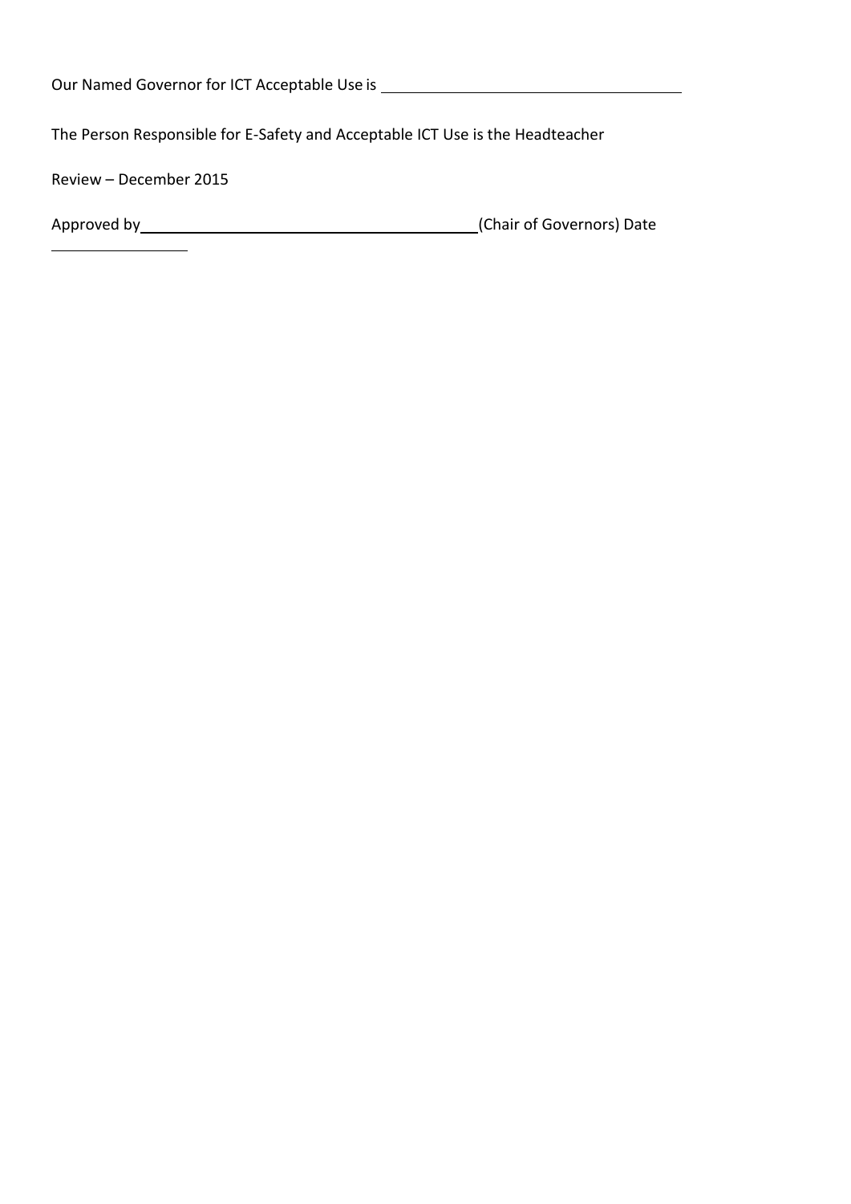Our Named Governor for ICT Acceptable Use is ____________________________

The Person Responsible for E-Safety and Acceptable ICT Use is the Headteacher

Review – December 2015

Approved by ________________________________ (Chair of Governors) Date ______________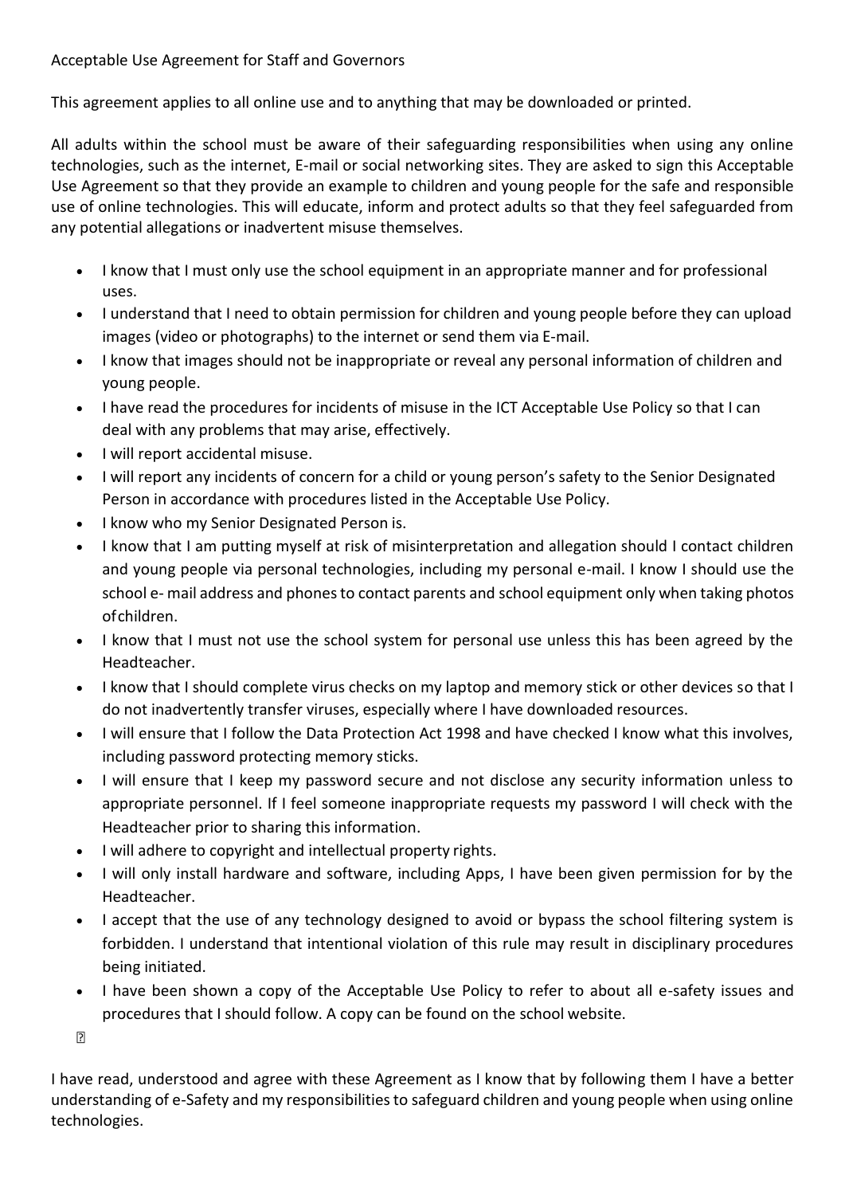Acceptable Use Agreement for Staff and Governors

This agreement applies to all online use and to anything that may be downloaded or printed.

All adults within the school must be aware of their safeguarding responsibilities when using any online technologies, such as the internet, E-mail or social networking sites. They are asked to sign this Acceptable Use Agreement so that they provide an example to children and young people for the safe and responsible use of online technologies. This will educate, inform and protect adults so that they feel safeguarded from any potential allegations or inadvertent misuse themselves.

- I know that I must only use the school equipment in an appropriate manner and for professional uses.
- I understand that I need to obtain permission for children and young people before they can upload images (video or photographs) to the internet or send them via E-mail.
- I know that images should not be inappropriate or reveal any personal information of children and young people.
- I have read the procedures for incidents of misuse in the ICT Acceptable Use Policy so that I can deal with any problems that may arise, effectively.
- I will report accidental misuse.
- I will report any incidents of concern for a child or young person's safety to the Senior Designated Person in accordance with procedures listed in the Acceptable Use Policy.
- I know who my Senior Designated Person is.
- I know that I am putting myself at risk of misinterpretation and allegation should I contact children and young people via personal technologies, including my personal e-mail. I know I should use the school e- mail address and phones to contact parents and school equipment only when taking photos of children.
- I know that I must not use the school system for personal use unless this has been agreed by the Headteacher.
- I know that I should complete virus checks on my laptop and memory stick or other devices so that I do not inadvertently transfer viruses, especially where I have downloaded resources.
- I will ensure that I follow the Data Protection Act 1998 and have checked I know what this involves, including password protecting memory sticks.
- I will ensure that I keep my password secure and not disclose any security information unless to appropriate personnel. If I feel someone inappropriate requests my password I will check with the Headteacher prior to sharing this information.
- I will adhere to copyright and intellectual property rights.
- I will only install hardware and software, including Apps, I have been given permission for by the Headteacher.
- I accept that the use of any technology designed to avoid or bypass the school filtering system is forbidden. I understand that intentional violation of this rule may result in disciplinary procedures being initiated.
- I have been shown a copy of the Acceptable Use Policy to refer to about all e-safety issues and procedures that I should follow. A copy can be found on the school website.

I have read, understood and agree with these Agreement as I know that by following them I have a better understanding of e-Safety and my responsibilities to safeguard children and young people when using online technologies.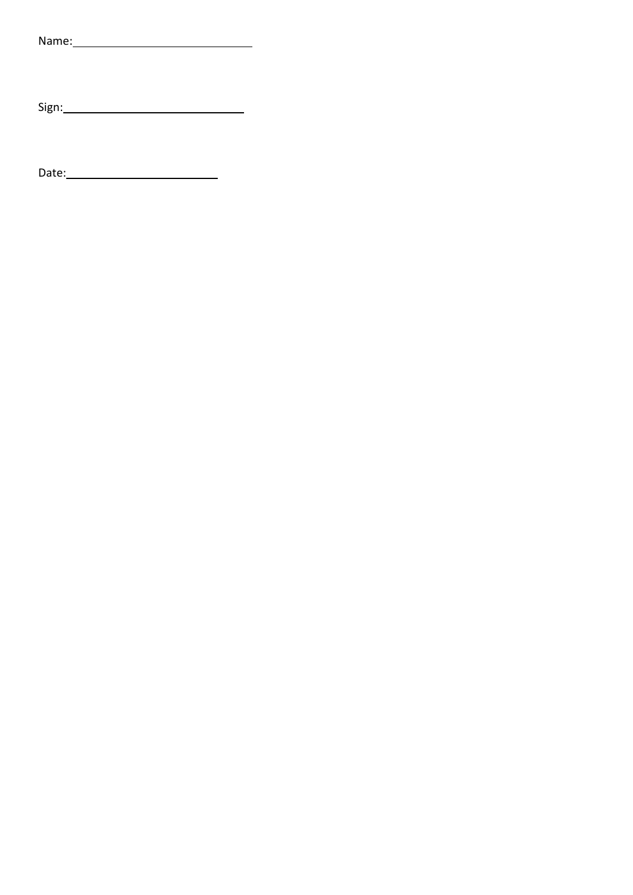Name: ____________________________

Sign: ____________________________

Date: ________________________